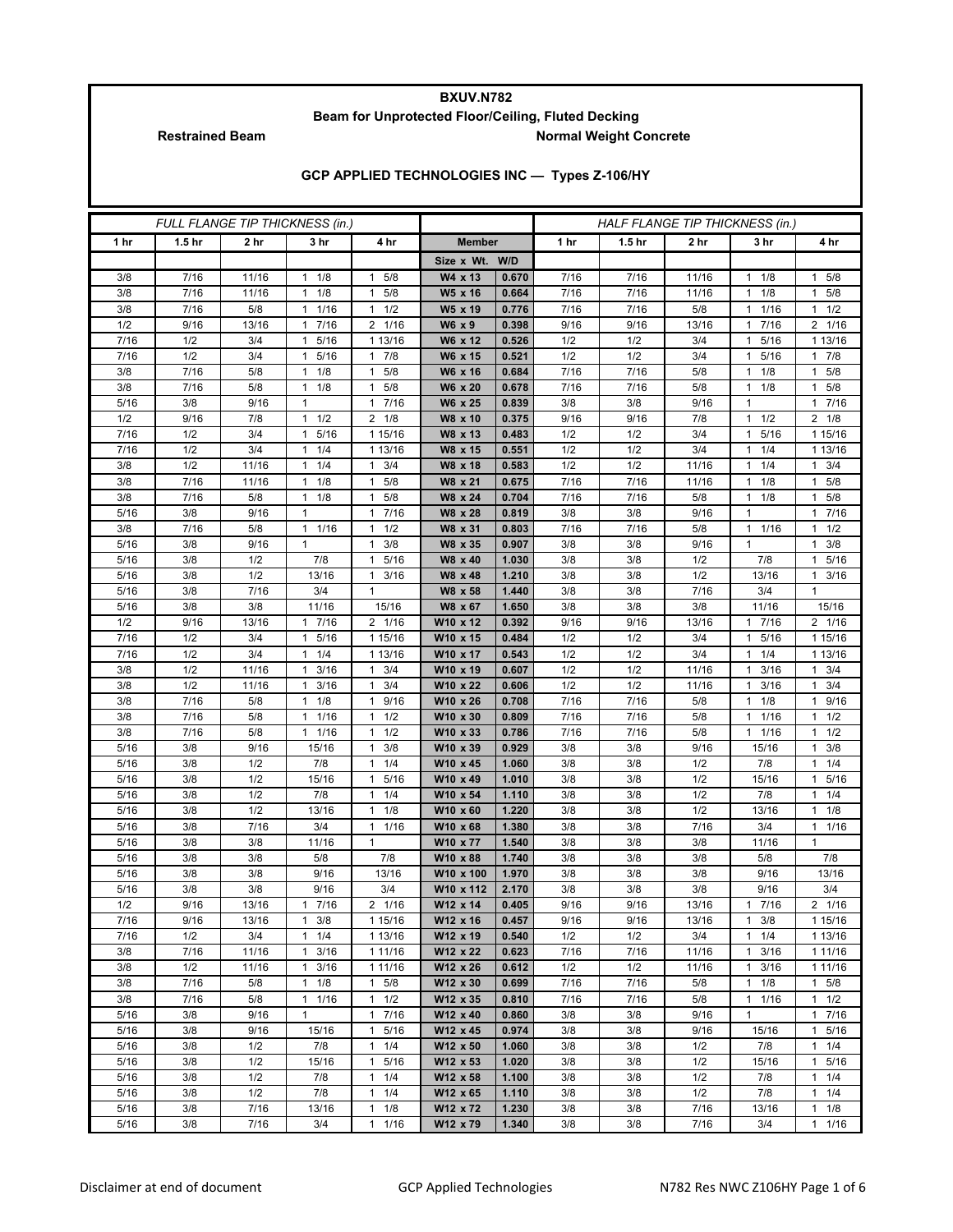# BXUV.N782

## Beam for Unprotected Floor/Ceiling, Fluted Decking

**Restrained Beam** — **Normal Weight Concrete**

### GCP APPLIED TECHNOLOGIES INC — Types Z-106/HY

| FULL FLANGE TIP THICKNESS (in.) | | | | | Member | | HALF FLANGE TIP THICKNESS (in.) | | | | |
|---|---|---|---|---|---|---|---|---|---|---|---|
| 1 hr | 1.5 hr | 2 hr | 3 hr | 4 hr | Size x Wt. | W/D | 1 hr | 1.5 hr | 2 hr | 3 hr | 4 hr |
| 3/8 | 7/16 | 11/16 | 1 1/8 | 1 5/8 | W4 x 13 | 0.670 | 7/16 | 7/16 | 11/16 | 1 1/8 | 1 5/8 |
| 3/8 | 7/16 | 11/16 | 1 1/8 | 1 5/8 | W5 x 16 | 0.664 | 7/16 | 7/16 | 11/16 | 1 1/8 | 1 5/8 |
| 3/8 | 7/16 | 5/8 | 1 1/16 | 1 1/2 | W5 x 19 | 0.776 | 7/16 | 7/16 | 5/8 | 1 1/16 | 1 1/2 |
| 1/2 | 9/16 | 13/16 | 1 7/16 | 2 1/16 | W6 x 9 | 0.398 | 9/16 | 9/16 | 13/16 | 1 7/16 | 2 1/16 |
| 7/16 | 1/2 | 3/4 | 1 5/16 | 1 13/16 | W6 x 12 | 0.526 | 1/2 | 1/2 | 3/4 | 1 5/16 | 1 13/16 |
| 7/16 | 1/2 | 3/4 | 1 5/16 | 1 7/8 | W6 x 15 | 0.521 | 1/2 | 1/2 | 3/4 | 1 5/16 | 1 7/8 |
| 3/8 | 7/16 | 5/8 | 1 1/8 | 1 5/8 | W6 x 16 | 0.684 | 7/16 | 7/16 | 5/8 | 1 1/8 | 1 5/8 |
| 3/8 | 7/16 | 5/8 | 1 1/8 | 1 5/8 | W6 x 20 | 0.678 | 7/16 | 7/16 | 5/8 | 1 1/8 | 1 5/8 |
| 5/16 | 3/8 | 9/16 | 1 | 1 7/16 | W6 x 25 | 0.839 | 3/8 | 3/8 | 9/16 | 1 | 1 7/16 |
| 1/2 | 9/16 | 7/8 | 1 1/2 | 2 1/8 | W8 x 10 | 0.375 | 9/16 | 9/16 | 7/8 | 1 1/2 | 2 1/8 |
| 7/16 | 1/2 | 3/4 | 1 5/16 | 1 15/16 | W8 x 13 | 0.483 | 1/2 | 1/2 | 3/4 | 1 5/16 | 1 15/16 |
| 7/16 | 1/2 | 3/4 | 1 1/4 | 1 13/16 | W8 x 15 | 0.551 | 1/2 | 1/2 | 3/4 | 1 1/4 | 1 13/16 |
| 3/8 | 1/2 | 11/16 | 1 1/4 | 1 3/4 | W8 x 18 | 0.583 | 1/2 | 1/2 | 11/16 | 1 1/4 | 1 3/4 |
| 3/8 | 7/16 | 11/16 | 1 1/8 | 1 5/8 | W8 x 21 | 0.675 | 7/16 | 7/16 | 11/16 | 1 1/8 | 1 5/8 |
| 3/8 | 7/16 | 5/8 | 1 1/8 | 1 5/8 | W8 x 24 | 0.704 | 7/16 | 7/16 | 5/8 | 1 1/8 | 1 5/8 |
| 5/16 | 3/8 | 9/16 | 1 | 1 7/16 | W8 x 28 | 0.819 | 3/8 | 3/8 | 9/16 | 1 | 1 7/16 |
| 3/8 | 7/16 | 5/8 | 1 1/16 | 1 1/2 | W8 x 31 | 0.803 | 7/16 | 7/16 | 5/8 | 1 1/16 | 1 1/2 |
| 5/16 | 3/8 | 9/16 | 1 | 1 3/8 | W8 x 35 | 0.907 | 3/8 | 3/8 | 9/16 | 1 | 1 3/8 |
| 5/16 | 3/8 | 1/2 | 7/8 | 1 5/16 | W8 x 40 | 1.030 | 3/8 | 3/8 | 1/2 | 7/8 | 1 5/16 |
| 5/16 | 3/8 | 1/2 | 13/16 | 1 3/16 | W8 x 48 | 1.210 | 3/8 | 3/8 | 1/2 | 13/16 | 1 3/16 |
| 5/16 | 3/8 | 7/16 | 3/4 | 1 | W8 x 58 | 1.440 | 3/8 | 3/8 | 7/16 | 3/4 | 1 |
| 5/16 | 3/8 | 3/8 | 11/16 | 15/16 | W8 x 67 | 1.650 | 3/8 | 3/8 | 3/8 | 11/16 | 15/16 |
| 1/2 | 9/16 | 13/16 | 1 7/16 | 2 1/16 | W10 x 12 | 0.392 | 9/16 | 9/16 | 13/16 | 1 7/16 | 2 1/16 |
| 7/16 | 1/2 | 3/4 | 1 5/16 | 1 15/16 | W10 x 15 | 0.484 | 1/2 | 1/2 | 3/4 | 1 5/16 | 1 15/16 |
| 7/16 | 1/2 | 3/4 | 1 1/4 | 1 13/16 | W10 x 17 | 0.543 | 1/2 | 1/2 | 3/4 | 1 1/4 | 1 13/16 |
| 3/8 | 1/2 | 11/16 | 1 3/16 | 1 3/4 | W10 x 19 | 0.607 | 1/2 | 1/2 | 11/16 | 1 3/16 | 1 3/4 |
| 3/8 | 1/2 | 11/16 | 1 3/16 | 1 3/4 | W10 x 22 | 0.606 | 1/2 | 1/2 | 11/16 | 1 3/16 | 1 3/4 |
| 3/8 | 7/16 | 5/8 | 1 1/8 | 1 9/16 | W10 x 26 | 0.708 | 7/16 | 7/16 | 5/8 | 1 1/8 | 1 9/16 |
| 3/8 | 7/16 | 5/8 | 1 1/16 | 1 1/2 | W10 x 30 | 0.809 | 7/16 | 7/16 | 5/8 | 1 1/16 | 1 1/2 |
| 3/8 | 7/16 | 5/8 | 1 1/16 | 1 1/2 | W10 x 33 | 0.786 | 7/16 | 7/16 | 5/8 | 1 1/16 | 1 1/2 |
| 5/16 | 3/8 | 9/16 | 15/16 | 1 3/8 | W10 x 39 | 0.929 | 3/8 | 3/8 | 9/16 | 15/16 | 1 3/8 |
| 5/16 | 3/8 | 1/2 | 7/8 | 1 1/4 | W10 x 45 | 1.060 | 3/8 | 3/8 | 1/2 | 7/8 | 1 1/4 |
| 5/16 | 3/8 | 1/2 | 15/16 | 1 5/16 | W10 x 49 | 1.010 | 3/8 | 3/8 | 1/2 | 15/16 | 1 5/16 |
| 5/16 | 3/8 | 1/2 | 7/8 | 1 1/4 | W10 x 54 | 1.110 | 3/8 | 3/8 | 1/2 | 7/8 | 1 1/4 |
| 5/16 | 3/8 | 1/2 | 13/16 | 1 1/8 | W10 x 60 | 1.220 | 3/8 | 3/8 | 1/2 | 13/16 | 1 1/8 |
| 5/16 | 3/8 | 7/16 | 3/4 | 1 1/16 | W10 x 68 | 1.380 | 3/8 | 3/8 | 7/16 | 3/4 | 1 1/16 |
| 5/16 | 3/8 | 3/8 | 11/16 | 1 | W10 x 77 | 1.540 | 3/8 | 3/8 | 3/8 | 11/16 | 1 |
| 5/16 | 3/8 | 3/8 | 5/8 | 7/8 | W10 x 88 | 1.740 | 3/8 | 3/8 | 3/8 | 5/8 | 7/8 |
| 5/16 | 3/8 | 3/8 | 9/16 | 13/16 | W10 x 100 | 1.970 | 3/8 | 3/8 | 3/8 | 9/16 | 13/16 |
| 5/16 | 3/8 | 3/8 | 9/16 | 3/4 | W10 x 112 | 2.170 | 3/8 | 3/8 | 3/8 | 9/16 | 3/4 |
| 1/2 | 9/16 | 13/16 | 1 7/16 | 2 1/16 | W12 x 14 | 0.405 | 9/16 | 9/16 | 13/16 | 1 7/16 | 2 1/16 |
| 7/16 | 9/16 | 13/16 | 1 3/8 | 1 15/16 | W12 x 16 | 0.457 | 9/16 | 9/16 | 13/16 | 1 3/8 | 1 15/16 |
| 7/16 | 1/2 | 3/4 | 1 1/4 | 1 13/16 | W12 x 19 | 0.540 | 1/2 | 1/2 | 3/4 | 1 1/4 | 1 13/16 |
| 3/8 | 7/16 | 11/16 | 1 3/16 | 1 11/16 | W12 x 22 | 0.623 | 7/16 | 7/16 | 11/16 | 1 3/16 | 1 11/16 |
| 3/8 | 1/2 | 11/16 | 1 3/16 | 1 11/16 | W12 x 26 | 0.612 | 1/2 | 1/2 | 11/16 | 1 3/16 | 1 11/16 |
| 3/8 | 7/16 | 5/8 | 1 1/8 | 1 5/8 | W12 x 30 | 0.699 | 7/16 | 7/16 | 5/8 | 1 1/8 | 1 5/8 |
| 3/8 | 7/16 | 5/8 | 1 1/16 | 1 1/2 | W12 x 35 | 0.810 | 7/16 | 7/16 | 5/8 | 1 1/16 | 1 1/2 |
| 5/16 | 3/8 | 9/16 | 1 | 1 7/16 | W12 x 40 | 0.860 | 3/8 | 3/8 | 9/16 | 1 | 1 7/16 |
| 5/16 | 3/8 | 9/16 | 15/16 | 1 5/16 | W12 x 45 | 0.974 | 3/8 | 3/8 | 9/16 | 15/16 | 1 5/16 |
| 5/16 | 3/8 | 1/2 | 7/8 | 1 1/4 | W12 x 50 | 1.060 | 3/8 | 3/8 | 1/2 | 7/8 | 1 1/4 |
| 5/16 | 3/8 | 1/2 | 15/16 | 1 5/16 | W12 x 53 | 1.020 | 3/8 | 3/8 | 1/2 | 15/16 | 1 5/16 |
| 5/16 | 3/8 | 1/2 | 7/8 | 1 1/4 | W12 x 58 | 1.100 | 3/8 | 3/8 | 1/2 | 7/8 | 1 1/4 |
| 5/16 | 3/8 | 1/2 | 7/8 | 1 1/4 | W12 x 65 | 1.110 | 3/8 | 3/8 | 1/2 | 7/8 | 1 1/4 |
| 5/16 | 3/8 | 7/16 | 13/16 | 1 1/8 | W12 x 72 | 1.230 | 3/8 | 3/8 | 7/16 | 13/16 | 1 1/8 |
| 5/16 | 3/8 | 7/16 | 3/4 | 1 1/16 | W12 x 79 | 1.340 | 3/8 | 3/8 | 7/16 | 3/4 | 1 1/16 |

Disclaimer at end of document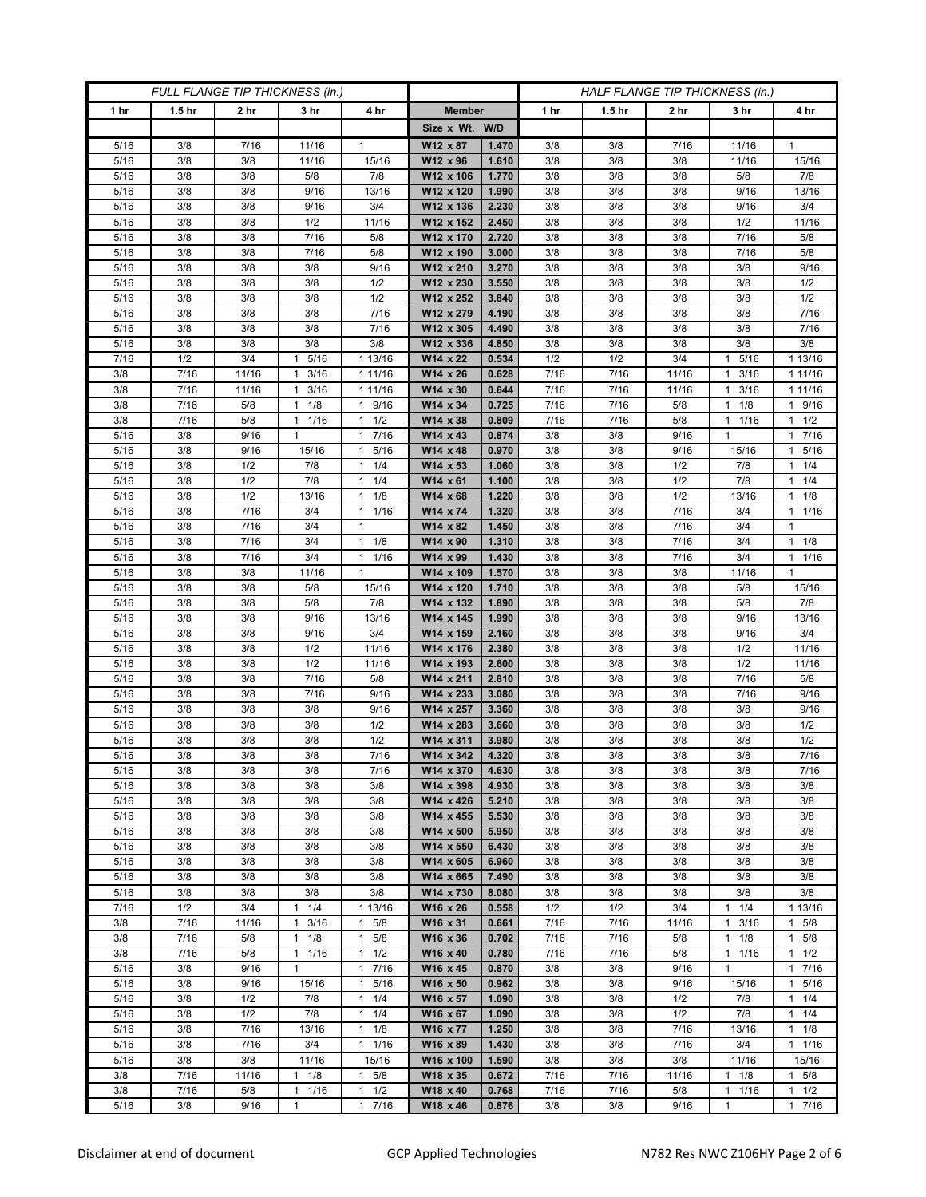| FULL FLANGE TIP THICKNESS (in.) | | | | | | | HALF FLANGE TIP THICKNESS (in.) | | | | |
|---|---|---|---|---|---|---|---|---|---|---|---|
| 1 hr | 1.5 hr | 2 hr | 3 hr | 4 hr | Member | | 1 hr | 1.5 hr | 2 hr | 3 hr | 4 hr |
| | | | | | Size x Wt. | W/D | | | | | |
| 5/16 | 3/8 | 7/16 | 11/16 | 1 | W12 x 87 | 1.470 | 3/8 | 3/8 | 7/16 | 11/16 | 1 |
| 5/16 | 3/8 | 3/8 | 11/16 | 15/16 | W12 x 96 | 1.610 | 3/8 | 3/8 | 3/8 | 11/16 | 15/16 |
| 5/16 | 3/8 | 3/8 | 5/8 | 7/8 | W12 x 106 | 1.770 | 3/8 | 3/8 | 3/8 | 5/8 | 7/8 |
| 5/16 | 3/8 | 3/8 | 9/16 | 13/16 | W12 x 120 | 1.990 | 3/8 | 3/8 | 3/8 | 9/16 | 13/16 |
| 5/16 | 3/8 | 3/8 | 9/16 | 3/4 | W12 x 136 | 2.230 | 3/8 | 3/8 | 3/8 | 9/16 | 3/4 |
| 5/16 | 3/8 | 3/8 | 1/2 | 11/16 | W12 x 152 | 2.450 | 3/8 | 3/8 | 3/8 | 1/2 | 11/16 |
| 5/16 | 3/8 | 3/8 | 7/16 | 5/8 | W12 x 170 | 2.720 | 3/8 | 3/8 | 3/8 | 7/16 | 5/8 |
| 5/16 | 3/8 | 3/8 | 7/16 | 5/8 | W12 x 190 | 3.000 | 3/8 | 3/8 | 3/8 | 7/16 | 5/8 |
| 5/16 | 3/8 | 3/8 | 3/8 | 9/16 | W12 x 210 | 3.270 | 3/8 | 3/8 | 3/8 | 3/8 | 9/16 |
| 5/16 | 3/8 | 3/8 | 3/8 | 1/2 | W12 x 230 | 3.550 | 3/8 | 3/8 | 3/8 | 3/8 | 1/2 |
| 5/16 | 3/8 | 3/8 | 3/8 | 1/2 | W12 x 252 | 3.840 | 3/8 | 3/8 | 3/8 | 3/8 | 1/2 |
| 5/16 | 3/8 | 3/8 | 3/8 | 7/16 | W12 x 279 | 4.190 | 3/8 | 3/8 | 3/8 | 3/8 | 7/16 |
| 5/16 | 3/8 | 3/8 | 3/8 | 7/16 | W12 x 305 | 4.490 | 3/8 | 3/8 | 3/8 | 3/8 | 7/16 |
| 5/16 | 3/8 | 3/8 | 3/8 | 3/8 | W12 x 336 | 4.850 | 3/8 | 3/8 | 3/8 | 3/8 | 3/8 |
| 7/16 | 1/2 | 3/4 | 1 5/16 | 1 13/16 | W14 x 22 | 0.534 | 1/2 | 1/2 | 3/4 | 1 5/16 | 1 13/16 |
| 3/8 | 7/16 | 11/16 | 1 3/16 | 1 11/16 | W14 x 26 | 0.628 | 7/16 | 7/16 | 11/16 | 1 3/16 | 1 11/16 |
| 3/8 | 7/16 | 11/16 | 1 3/16 | 1 11/16 | W14 x 30 | 0.644 | 7/16 | 7/16 | 11/16 | 1 3/16 | 1 11/16 |
| 3/8 | 7/16 | 5/8 | 1 1/8 | 1 9/16 | W14 x 34 | 0.725 | 7/16 | 7/16 | 5/8 | 1 1/8 | 1 9/16 |
| 3/8 | 7/16 | 5/8 | 1 1/16 | 1 1/2 | W14 x 38 | 0.809 | 7/16 | 7/16 | 5/8 | 1 1/16 | 1 1/2 |
| 5/16 | 3/8 | 9/16 | 1 | 1 7/16 | W14 x 43 | 0.874 | 3/8 | 3/8 | 9/16 | 1 | 1 7/16 |
| 5/16 | 3/8 | 9/16 | 15/16 | 1 5/16 | W14 x 48 | 0.970 | 3/8 | 3/8 | 9/16 | 15/16 | 1 5/16 |
| 5/16 | 3/8 | 1/2 | 7/8 | 1 1/4 | W14 x 53 | 1.060 | 3/8 | 3/8 | 1/2 | 7/8 | 1 1/4 |
| 5/16 | 3/8 | 1/2 | 7/8 | 1 1/4 | W14 x 61 | 1.100 | 3/8 | 3/8 | 1/2 | 7/8 | 1 1/4 |
| 5/16 | 3/8 | 1/2 | 13/16 | 1 1/8 | W14 x 68 | 1.220 | 3/8 | 3/8 | 1/2 | 13/16 | 1 1/8 |
| 5/16 | 3/8 | 7/16 | 3/4 | 1 1/16 | W14 x 74 | 1.320 | 3/8 | 3/8 | 7/16 | 3/4 | 1 1/16 |
| 5/16 | 3/8 | 7/16 | 3/4 | 1 | W14 x 82 | 1.450 | 3/8 | 3/8 | 7/16 | 3/4 | 1 |
| 5/16 | 3/8 | 7/16 | 3/4 | 1 1/8 | W14 x 90 | 1.310 | 3/8 | 3/8 | 7/16 | 3/4 | 1 1/8 |
| 5/16 | 3/8 | 7/16 | 3/4 | 1 1/16 | W14 x 99 | 1.430 | 3/8 | 3/8 | 7/16 | 3/4 | 1 1/16 |
| 5/16 | 3/8 | 3/8 | 11/16 | 1 | W14 x 109 | 1.570 | 3/8 | 3/8 | 3/8 | 11/16 | 1 |
| 5/16 | 3/8 | 3/8 | 5/8 | 15/16 | W14 x 120 | 1.710 | 3/8 | 3/8 | 3/8 | 5/8 | 15/16 |
| 5/16 | 3/8 | 3/8 | 5/8 | 7/8 | W14 x 132 | 1.890 | 3/8 | 3/8 | 3/8 | 5/8 | 7/8 |
| 5/16 | 3/8 | 3/8 | 9/16 | 13/16 | W14 x 145 | 1.990 | 3/8 | 3/8 | 3/8 | 9/16 | 13/16 |
| 5/16 | 3/8 | 3/8 | 9/16 | 3/4 | W14 x 159 | 2.160 | 3/8 | 3/8 | 3/8 | 9/16 | 3/4 |
| 5/16 | 3/8 | 3/8 | 1/2 | 11/16 | W14 x 176 | 2.380 | 3/8 | 3/8 | 3/8 | 1/2 | 11/16 |
| 5/16 | 3/8 | 3/8 | 1/2 | 11/16 | W14 x 193 | 2.600 | 3/8 | 3/8 | 3/8 | 1/2 | 11/16 |
| 5/16 | 3/8 | 3/8 | 7/16 | 5/8 | W14 x 211 | 2.810 | 3/8 | 3/8 | 3/8 | 7/16 | 5/8 |
| 5/16 | 3/8 | 3/8 | 7/16 | 9/16 | W14 x 233 | 3.080 | 3/8 | 3/8 | 3/8 | 7/16 | 9/16 |
| 5/16 | 3/8 | 3/8 | 3/8 | 9/16 | W14 x 257 | 3.360 | 3/8 | 3/8 | 3/8 | 3/8 | 9/16 |
| 5/16 | 3/8 | 3/8 | 3/8 | 1/2 | W14 x 283 | 3.660 | 3/8 | 3/8 | 3/8 | 3/8 | 1/2 |
| 5/16 | 3/8 | 3/8 | 3/8 | 1/2 | W14 x 311 | 3.980 | 3/8 | 3/8 | 3/8 | 3/8 | 1/2 |
| 5/16 | 3/8 | 3/8 | 3/8 | 7/16 | W14 x 342 | 4.320 | 3/8 | 3/8 | 3/8 | 3/8 | 7/16 |
| 5/16 | 3/8 | 3/8 | 3/8 | 7/16 | W14 x 370 | 4.630 | 3/8 | 3/8 | 3/8 | 3/8 | 7/16 |
| 5/16 | 3/8 | 3/8 | 3/8 | 3/8 | W14 x 398 | 4.930 | 3/8 | 3/8 | 3/8 | 3/8 | 3/8 |
| 5/16 | 3/8 | 3/8 | 3/8 | 3/8 | W14 x 426 | 5.210 | 3/8 | 3/8 | 3/8 | 3/8 | 3/8 |
| 5/16 | 3/8 | 3/8 | 3/8 | 3/8 | W14 x 455 | 5.530 | 3/8 | 3/8 | 3/8 | 3/8 | 3/8 |
| 5/16 | 3/8 | 3/8 | 3/8 | 3/8 | W14 x 500 | 5.950 | 3/8 | 3/8 | 3/8 | 3/8 | 3/8 |
| 5/16 | 3/8 | 3/8 | 3/8 | 3/8 | W14 x 550 | 6.430 | 3/8 | 3/8 | 3/8 | 3/8 | 3/8 |
| 5/16 | 3/8 | 3/8 | 3/8 | 3/8 | W14 x 605 | 6.960 | 3/8 | 3/8 | 3/8 | 3/8 | 3/8 |
| 5/16 | 3/8 | 3/8 | 3/8 | 3/8 | W14 x 665 | 7.490 | 3/8 | 3/8 | 3/8 | 3/8 | 3/8 |
| 5/16 | 3/8 | 3/8 | 3/8 | 3/8 | W14 x 730 | 8.080 | 3/8 | 3/8 | 3/8 | 3/8 | 3/8 |
| 7/16 | 1/2 | 3/4 | 1 1/4 | 1 13/16 | W16 x 26 | 0.558 | 1/2 | 1/2 | 3/4 | 1 1/4 | 1 13/16 |
| 3/8 | 7/16 | 11/16 | 1 3/16 | 1 5/8 | W16 x 31 | 0.661 | 7/16 | 7/16 | 11/16 | 1 3/16 | 1 5/8 |
| 3/8 | 7/16 | 5/8 | 1 1/8 | 1 5/8 | W16 x 36 | 0.702 | 7/16 | 7/16 | 5/8 | 1 1/8 | 1 5/8 |
| 3/8 | 7/16 | 5/8 | 1 1/16 | 1 1/2 | W16 x 40 | 0.780 | 7/16 | 7/16 | 5/8 | 1 1/16 | 1 1/2 |
| 5/16 | 3/8 | 9/16 | 1 | 1 7/16 | W16 x 45 | 0.870 | 3/8 | 3/8 | 9/16 | 1 | 1 7/16 |
| 5/16 | 3/8 | 9/16 | 15/16 | 1 5/16 | W16 x 50 | 0.962 | 3/8 | 3/8 | 9/16 | 15/16 | 1 5/16 |
| 5/16 | 3/8 | 1/2 | 7/8 | 1 1/4 | W16 x 57 | 1.090 | 3/8 | 3/8 | 1/2 | 7/8 | 1 1/4 |
| 5/16 | 3/8 | 1/2 | 7/8 | 1 1/4 | W16 x 67 | 1.090 | 3/8 | 3/8 | 1/2 | 7/8 | 1 1/4 |
| 5/16 | 3/8 | 7/16 | 13/16 | 1 1/8 | W16 x 77 | 1.250 | 3/8 | 3/8 | 7/16 | 13/16 | 1 1/8 |
| 5/16 | 3/8 | 7/16 | 3/4 | 1 1/16 | W16 x 89 | 1.430 | 3/8 | 3/8 | 7/16 | 3/4 | 1 1/16 |
| 5/16 | 3/8 | 3/8 | 11/16 | 15/16 | W16 x 100 | 1.590 | 3/8 | 3/8 | 3/8 | 11/16 | 15/16 |
| 3/8 | 7/16 | 11/16 | 1 1/8 | 1 5/8 | W18 x 35 | 0.672 | 7/16 | 7/16 | 11/16 | 1 1/8 | 1 5/8 |
| 3/8 | 7/16 | 5/8 | 1 1/16 | 1 1/2 | W18 x 40 | 0.768 | 7/16 | 7/16 | 5/8 | 1 1/16 | 1 1/2 |
| 5/16 | 3/8 | 9/16 | 1 | 1 7/16 | W18 x 46 | 0.876 | 3/8 | 3/8 | 9/16 | 1 | 1 7/16 |

Disclaimer at end of document GCP Applied Technologies N782 Res NWC Z106HY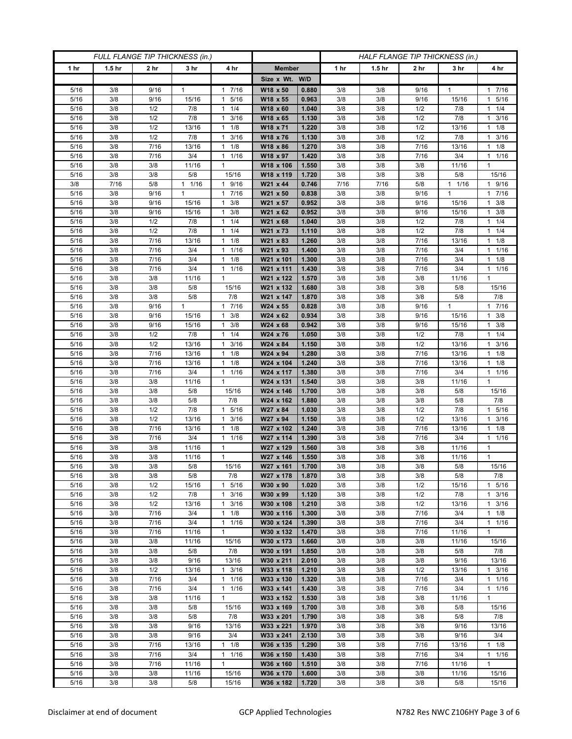| FULL FLANGE TIP THICKNESS (in.) | | | | | | | HALF FLANGE TIP THICKNESS (in.) | | | | |
|---|---|---|---|---|---|---|---|---|---|---|---|
| 1 hr | 1.5 hr | 2 hr | 3 hr | 4 hr | Member | | 1 hr | 1.5 hr | 2 hr | 3 hr | 4 hr |
| | | | | | Size x Wt. | W/D | | | | | |
| 5/16 | 3/8 | 9/16 | 1 | 1 7/16 | W18 x 50 | 0.880 | 3/8 | 3/8 | 9/16 | 1 | 1 7/16 |
| 5/16 | 3/8 | 9/16 | 15/16 | 1 5/16 | W18 x 55 | 0.963 | 3/8 | 3/8 | 9/16 | 15/16 | 1 5/16 |
| 5/16 | 3/8 | 1/2 | 7/8 | 1 1/4 | W18 x 60 | 1.040 | 3/8 | 3/8 | 1/2 | 7/8 | 1 1/4 |
| 5/16 | 3/8 | 1/2 | 7/8 | 1 3/16 | W18 x 65 | 1.130 | 3/8 | 3/8 | 1/2 | 7/8 | 1 3/16 |
| 5/16 | 3/8 | 1/2 | 13/16 | 1 1/8 | W18 x 71 | 1.220 | 3/8 | 3/8 | 1/2 | 13/16 | 1 1/8 |
| 5/16 | 3/8 | 1/2 | 7/8 | 1 3/16 | W18 x 76 | 1.130 | 3/8 | 3/8 | 1/2 | 7/8 | 1 3/16 |
| 5/16 | 3/8 | 7/16 | 13/16 | 1 1/8 | W18 x 86 | 1.270 | 3/8 | 3/8 | 7/16 | 13/16 | 1 1/8 |
| 5/16 | 3/8 | 7/16 | 3/4 | 1 1/16 | W18 x 97 | 1.420 | 3/8 | 3/8 | 7/16 | 3/4 | 1 1/16 |
| 5/16 | 3/8 | 3/8 | 11/16 | 1 | W18 x 106 | 1.550 | 3/8 | 3/8 | 3/8 | 11/16 | 1 |
| 5/16 | 3/8 | 3/8 | 5/8 | 15/16 | W18 x 119 | 1.720 | 3/8 | 3/8 | 3/8 | 5/8 | 15/16 |
| 3/8 | 7/16 | 5/8 | 1 1/16 | 1 9/16 | W21 x 44 | 0.746 | 7/16 | 7/16 | 5/8 | 1 1/16 | 1 9/16 |
| 5/16 | 3/8 | 9/16 | 1 | 1 7/16 | W21 x 50 | 0.838 | 3/8 | 3/8 | 9/16 | 1 | 1 7/16 |
| 5/16 | 3/8 | 9/16 | 15/16 | 1 3/8 | W21 x 57 | 0.952 | 3/8 | 3/8 | 9/16 | 15/16 | 1 3/8 |
| 5/16 | 3/8 | 9/16 | 15/16 | 1 3/8 | W21 x 62 | 0.952 | 3/8 | 3/8 | 9/16 | 15/16 | 1 3/8 |
| 5/16 | 3/8 | 1/2 | 7/8 | 1 1/4 | W21 x 68 | 1.040 | 3/8 | 3/8 | 1/2 | 7/8 | 1 1/4 |
| 5/16 | 3/8 | 1/2 | 7/8 | 1 1/4 | W21 x 73 | 1.110 | 3/8 | 3/8 | 1/2 | 7/8 | 1 1/4 |
| 5/16 | 3/8 | 7/16 | 13/16 | 1 1/8 | W21 x 83 | 1.260 | 3/8 | 3/8 | 7/16 | 13/16 | 1 1/8 |
| 5/16 | 3/8 | 7/16 | 3/4 | 1 1/16 | W21 x 93 | 1.400 | 3/8 | 3/8 | 7/16 | 3/4 | 1 1/16 |
| 5/16 | 3/8 | 7/16 | 3/4 | 1 1/8 | W21 x 101 | 1.300 | 3/8 | 3/8 | 7/16 | 3/4 | 1 1/8 |
| 5/16 | 3/8 | 7/16 | 3/4 | 1 1/16 | W21 x 111 | 1.430 | 3/8 | 3/8 | 7/16 | 3/4 | 1 1/16 |
| 5/16 | 3/8 | 3/8 | 11/16 | 1 | W21 x 122 | 1.570 | 3/8 | 3/8 | 3/8 | 11/16 | 1 |
| 5/16 | 3/8 | 3/8 | 5/8 | 15/16 | W21 x 132 | 1.680 | 3/8 | 3/8 | 3/8 | 5/8 | 15/16 |
| 5/16 | 3/8 | 3/8 | 5/8 | 7/8 | W21 x 147 | 1.870 | 3/8 | 3/8 | 3/8 | 5/8 | 7/8 |
| 5/16 | 3/8 | 9/16 | 1 | 1 7/16 | W24 x 55 | 0.828 | 3/8 | 3/8 | 9/16 | 1 | 1 7/16 |
| 5/16 | 3/8 | 9/16 | 15/16 | 1 3/8 | W24 x 62 | 0.934 | 3/8 | 3/8 | 9/16 | 15/16 | 1 3/8 |
| 5/16 | 3/8 | 9/16 | 15/16 | 1 3/8 | W24 x 68 | 0.942 | 3/8 | 3/8 | 9/16 | 15/16 | 1 3/8 |
| 5/16 | 3/8 | 1/2 | 7/8 | 1 1/4 | W24 x 76 | 1.050 | 3/8 | 3/8 | 1/2 | 7/8 | 1 1/4 |
| 5/16 | 3/8 | 1/2 | 13/16 | 1 3/16 | W24 x 84 | 1.150 | 3/8 | 3/8 | 1/2 | 13/16 | 1 3/16 |
| 5/16 | 3/8 | 7/16 | 13/16 | 1 1/8 | W24 x 94 | 1.280 | 3/8 | 3/8 | 7/16 | 13/16 | 1 1/8 |
| 5/16 | 3/8 | 7/16 | 13/16 | 1 1/8 | W24 x 104 | 1.240 | 3/8 | 3/8 | 7/16 | 13/16 | 1 1/8 |
| 5/16 | 3/8 | 7/16 | 3/4 | 1 1/16 | W24 x 117 | 1.380 | 3/8 | 3/8 | 7/16 | 3/4 | 1 1/16 |
| 5/16 | 3/8 | 3/8 | 11/16 | 1 | W24 x 131 | 1.540 | 3/8 | 3/8 | 3/8 | 11/16 | 1 |
| 5/16 | 3/8 | 3/8 | 5/8 | 15/16 | W24 x 146 | 1.700 | 3/8 | 3/8 | 3/8 | 5/8 | 15/16 |
| 5/16 | 3/8 | 3/8 | 5/8 | 7/8 | W24 x 162 | 1.880 | 3/8 | 3/8 | 3/8 | 5/8 | 7/8 |
| 5/16 | 3/8 | 1/2 | 7/8 | 1 5/16 | W27 x 84 | 1.030 | 3/8 | 3/8 | 1/2 | 7/8 | 1 5/16 |
| 5/16 | 3/8 | 1/2 | 13/16 | 1 3/16 | W27 x 94 | 1.150 | 3/8 | 3/8 | 1/2 | 13/16 | 1 3/16 |
| 5/16 | 3/8 | 7/16 | 13/16 | 1 1/8 | W27 x 102 | 1.240 | 3/8 | 3/8 | 7/16 | 13/16 | 1 1/8 |
| 5/16 | 3/8 | 7/16 | 3/4 | 1 1/16 | W27 x 114 | 1.390 | 3/8 | 3/8 | 7/16 | 3/4 | 1 1/16 |
| 5/16 | 3/8 | 3/8 | 11/16 | 1 | W27 x 129 | 1.560 | 3/8 | 3/8 | 3/8 | 11/16 | 1 |
| 5/16 | 3/8 | 3/8 | 11/16 | 1 | W27 x 146 | 1.550 | 3/8 | 3/8 | 3/8 | 11/16 | 1 |
| 5/16 | 3/8 | 3/8 | 5/8 | 15/16 | W27 x 161 | 1.700 | 3/8 | 3/8 | 3/8 | 5/8 | 15/16 |
| 5/16 | 3/8 | 3/8 | 5/8 | 7/8 | W27 x 178 | 1.870 | 3/8 | 3/8 | 3/8 | 5/8 | 7/8 |
| 5/16 | 3/8 | 1/2 | 15/16 | 1 5/16 | W30 x 90 | 1.020 | 3/8 | 3/8 | 1/2 | 15/16 | 1 5/16 |
| 5/16 | 3/8 | 1/2 | 7/8 | 1 3/16 | W30 x 99 | 1.120 | 3/8 | 3/8 | 1/2 | 7/8 | 1 3/16 |
| 5/16 | 3/8 | 1/2 | 13/16 | 1 3/16 | W30 x 108 | 1.210 | 3/8 | 3/8 | 1/2 | 13/16 | 1 3/16 |
| 5/16 | 3/8 | 7/16 | 3/4 | 1 1/8 | W30 x 116 | 1.300 | 3/8 | 3/8 | 7/16 | 3/4 | 1 1/8 |
| 5/16 | 3/8 | 7/16 | 3/4 | 1 1/16 | W30 x 124 | 1.390 | 3/8 | 3/8 | 7/16 | 3/4 | 1 1/16 |
| 5/16 | 3/8 | 7/16 | 11/16 | 1 | W30 x 132 | 1.470 | 3/8 | 3/8 | 7/16 | 11/16 | 1 |
| 5/16 | 3/8 | 3/8 | 11/16 | 15/16 | W30 x 173 | 1.660 | 3/8 | 3/8 | 3/8 | 11/16 | 15/16 |
| 5/16 | 3/8 | 3/8 | 5/8 | 7/8 | W30 x 191 | 1.850 | 3/8 | 3/8 | 3/8 | 5/8 | 7/8 |
| 5/16 | 3/8 | 3/8 | 9/16 | 13/16 | W30 x 211 | 2.010 | 3/8 | 3/8 | 3/8 | 9/16 | 13/16 |
| 5/16 | 3/8 | 1/2 | 13/16 | 1 3/16 | W33 x 118 | 1.210 | 3/8 | 3/8 | 1/2 | 13/16 | 1 3/16 |
| 5/16 | 3/8 | 7/16 | 3/4 | 1 1/16 | W33 x 130 | 1.320 | 3/8 | 3/8 | 7/16 | 3/4 | 1 1/16 |
| 5/16 | 3/8 | 7/16 | 3/4 | 1 1/16 | W33 x 141 | 1.430 | 3/8 | 3/8 | 7/16 | 3/4 | 1 1/16 |
| 5/16 | 3/8 | 3/8 | 11/16 | 1 | W33 x 152 | 1.530 | 3/8 | 3/8 | 3/8 | 11/16 | 1 |
| 5/16 | 3/8 | 3/8 | 5/8 | 15/16 | W33 x 169 | 1.700 | 3/8 | 3/8 | 3/8 | 5/8 | 15/16 |
| 5/16 | 3/8 | 3/8 | 5/8 | 7/8 | W33 x 201 | 1.790 | 3/8 | 3/8 | 3/8 | 5/8 | 7/8 |
| 5/16 | 3/8 | 3/8 | 9/16 | 13/16 | W33 x 221 | 1.970 | 3/8 | 3/8 | 3/8 | 9/16 | 13/16 |
| 5/16 | 3/8 | 3/8 | 9/16 | 3/4 | W33 x 241 | 2.130 | 3/8 | 3/8 | 3/8 | 9/16 | 3/4 |
| 5/16 | 3/8 | 7/16 | 13/16 | 1 1/8 | W36 x 135 | 1.290 | 3/8 | 3/8 | 7/16 | 13/16 | 1 1/8 |
| 5/16 | 3/8 | 7/16 | 3/4 | 1 1/16 | W36 x 150 | 1.430 | 3/8 | 3/8 | 7/16 | 3/4 | 1 1/16 |
| 5/16 | 3/8 | 7/16 | 11/16 | 1 | W36 x 160 | 1.510 | 3/8 | 3/8 | 7/16 | 11/16 | 1 |
| 5/16 | 3/8 | 3/8 | 11/16 | 15/16 | W36 x 170 | 1.600 | 3/8 | 3/8 | 3/8 | 11/16 | 15/16 |
| 5/16 | 3/8 | 3/8 | 5/8 | 15/16 | W36 x 182 | 1.720 | 3/8 | 3/8 | 3/8 | 5/8 | 15/16 |

Disclaimer at end of document | GCP Applied Technologies | N782 Res NWC Z106HY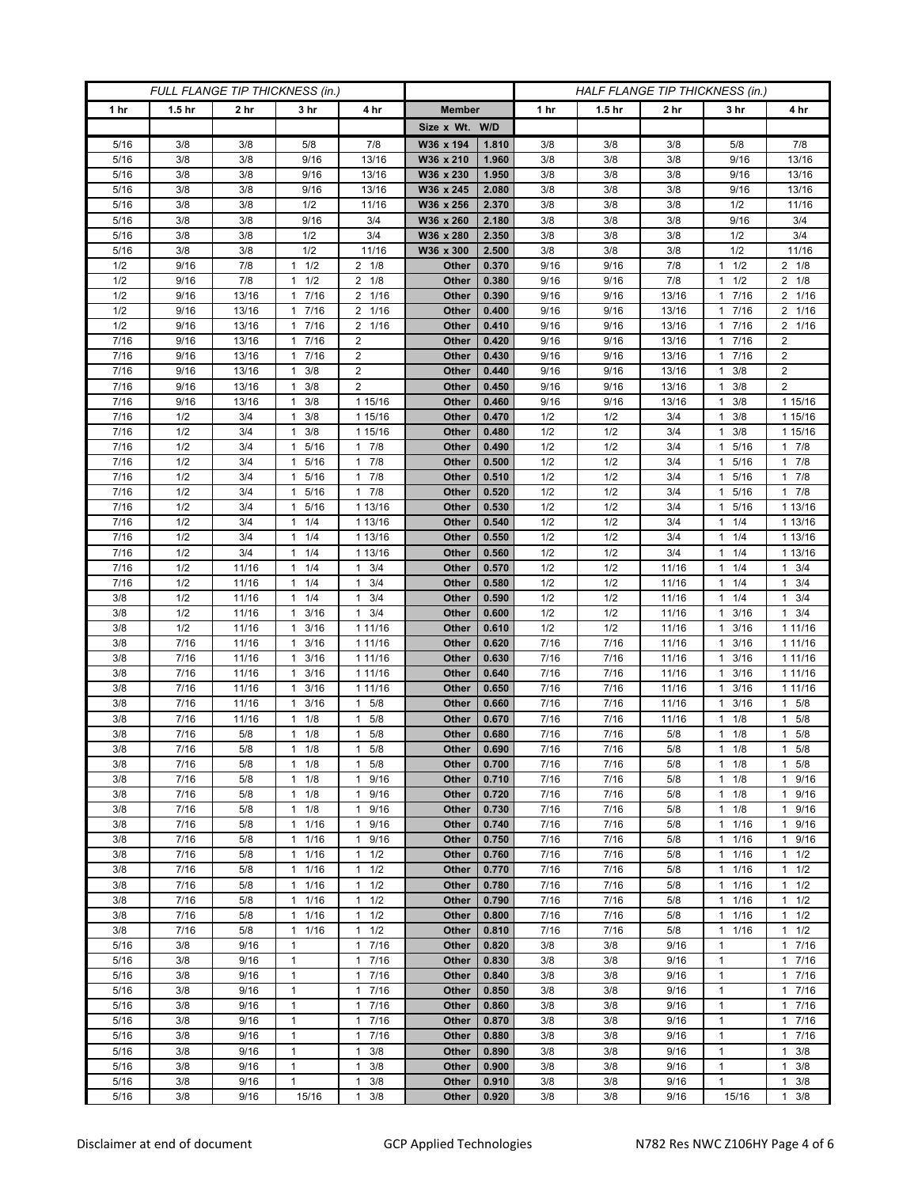| FULL FLANGE TIP THICKNESS (in.) | | | | | | | HALF FLANGE TIP THICKNESS (in.) | | | | |
|---|---|---|---|---|---|---|---|---|---|---|---|
| 1 hr | 1.5 hr | 2 hr | 3 hr | 4 hr | Member | | 1 hr | 1.5 hr | 2 hr | 3 hr | 4 hr |
| | | | | | Size x Wt. | W/D | | | | | |
| 5/16 | 3/8 | 3/8 | 5/8 | 7/8 | W36 x 194 | 1.810 | 3/8 | 3/8 | 3/8 | 5/8 | 7/8 |
| 5/16 | 3/8 | 3/8 | 9/16 | 13/16 | W36 x 210 | 1.960 | 3/8 | 3/8 | 3/8 | 9/16 | 13/16 |
| 5/16 | 3/8 | 3/8 | 9/16 | 13/16 | W36 x 230 | 1.950 | 3/8 | 3/8 | 3/8 | 9/16 | 13/16 |
| 5/16 | 3/8 | 3/8 | 9/16 | 13/16 | W36 x 245 | 2.080 | 3/8 | 3/8 | 3/8 | 9/16 | 13/16 |
| 5/16 | 3/8 | 3/8 | 1/2 | 11/16 | W36 x 256 | 2.370 | 3/8 | 3/8 | 3/8 | 1/2 | 11/16 |
| 5/16 | 3/8 | 3/8 | 9/16 | 3/4 | W36 x 260 | 2.180 | 3/8 | 3/8 | 3/8 | 9/16 | 3/4 |
| 5/16 | 3/8 | 3/8 | 1/2 | 3/4 | W36 x 280 | 2.350 | 3/8 | 3/8 | 3/8 | 1/2 | 3/4 |
| 5/16 | 3/8 | 3/8 | 1/2 | 11/16 | W36 x 300 | 2.500 | 3/8 | 3/8 | 3/8 | 1/2 | 11/16 |
| 1/2 | 9/16 | 7/8 | 1 1/2 | 2 1/8 | Other | 0.370 | 9/16 | 9/16 | 7/8 | 1 1/2 | 2 1/8 |
| 1/2 | 9/16 | 7/8 | 1 1/2 | 2 1/8 | Other | 0.380 | 9/16 | 9/16 | 7/8 | 1 1/2 | 2 1/8 |
| 1/2 | 9/16 | 13/16 | 1 7/16 | 2 1/16 | Other | 0.390 | 9/16 | 9/16 | 13/16 | 1 7/16 | 2 1/16 |
| 1/2 | 9/16 | 13/16 | 1 7/16 | 2 1/16 | Other | 0.400 | 9/16 | 9/16 | 13/16 | 1 7/16 | 2 1/16 |
| 1/2 | 9/16 | 13/16 | 1 7/16 | 2 1/16 | Other | 0.410 | 9/16 | 9/16 | 13/16 | 1 7/16 | 2 1/16 |
| 7/16 | 9/16 | 13/16 | 1 7/16 | 2 | Other | 0.420 | 9/16 | 9/16 | 13/16 | 1 7/16 | 2 |
| 7/16 | 9/16 | 13/16 | 1 7/16 | 2 | Other | 0.430 | 9/16 | 9/16 | 13/16 | 1 7/16 | 2 |
| 7/16 | 9/16 | 13/16 | 1 3/8 | 2 | Other | 0.440 | 9/16 | 9/16 | 13/16 | 1 3/8 | 2 |
| 7/16 | 9/16 | 13/16 | 1 3/8 | 2 | Other | 0.450 | 9/16 | 9/16 | 13/16 | 1 3/8 | 2 |
| 7/16 | 9/16 | 13/16 | 1 3/8 | 1 15/16 | Other | 0.460 | 9/16 | 9/16 | 13/16 | 1 3/8 | 1 15/16 |
| 7/16 | 1/2 | 3/4 | 1 3/8 | 1 15/16 | Other | 0.470 | 1/2 | 1/2 | 3/4 | 1 3/8 | 1 15/16 |
| 7/16 | 1/2 | 3/4 | 1 3/8 | 1 15/16 | Other | 0.480 | 1/2 | 1/2 | 3/4 | 1 3/8 | 1 15/16 |
| 7/16 | 1/2 | 3/4 | 1 5/16 | 1 7/8 | Other | 0.490 | 1/2 | 1/2 | 3/4 | 1 5/16 | 1 7/8 |
| 7/16 | 1/2 | 3/4 | 1 5/16 | 1 7/8 | Other | 0.500 | 1/2 | 1/2 | 3/4 | 1 5/16 | 1 7/8 |
| 7/16 | 1/2 | 3/4 | 1 5/16 | 1 7/8 | Other | 0.510 | 1/2 | 1/2 | 3/4 | 1 5/16 | 1 7/8 |
| 7/16 | 1/2 | 3/4 | 1 5/16 | 1 7/8 | Other | 0.520 | 1/2 | 1/2 | 3/4 | 1 5/16 | 1 7/8 |
| 7/16 | 1/2 | 3/4 | 1 5/16 | 1 13/16 | Other | 0.530 | 1/2 | 1/2 | 3/4 | 1 5/16 | 1 13/16 |
| 7/16 | 1/2 | 3/4 | 1 1/4 | 1 13/16 | Other | 0.540 | 1/2 | 1/2 | 3/4 | 1 1/4 | 1 13/16 |
| 7/16 | 1/2 | 3/4 | 1 1/4 | 1 13/16 | Other | 0.550 | 1/2 | 1/2 | 3/4 | 1 1/4 | 1 13/16 |
| 7/16 | 1/2 | 3/4 | 1 1/4 | 1 13/16 | Other | 0.560 | 1/2 | 1/2 | 3/4 | 1 1/4 | 1 13/16 |
| 7/16 | 1/2 | 11/16 | 1 1/4 | 1 3/4 | Other | 0.570 | 1/2 | 1/2 | 11/16 | 1 1/4 | 1 3/4 |
| 7/16 | 1/2 | 11/16 | 1 1/4 | 1 3/4 | Other | 0.580 | 1/2 | 1/2 | 11/16 | 1 1/4 | 1 3/4 |
| 3/8 | 1/2 | 11/16 | 1 1/4 | 1 3/4 | Other | 0.590 | 1/2 | 1/2 | 11/16 | 1 1/4 | 1 3/4 |
| 3/8 | 1/2 | 11/16 | 1 3/16 | 1 3/4 | Other | 0.600 | 1/2 | 1/2 | 11/16 | 1 3/16 | 1 3/4 |
| 3/8 | 1/2 | 11/16 | 1 3/16 | 1 11/16 | Other | 0.610 | 1/2 | 1/2 | 11/16 | 1 3/16 | 1 11/16 |
| 3/8 | 7/16 | 11/16 | 1 3/16 | 1 11/16 | Other | 0.620 | 7/16 | 7/16 | 11/16 | 1 3/16 | 1 11/16 |
| 3/8 | 7/16 | 11/16 | 1 3/16 | 1 11/16 | Other | 0.630 | 7/16 | 7/16 | 11/16 | 1 3/16 | 1 11/16 |
| 3/8 | 7/16 | 11/16 | 1 3/16 | 1 11/16 | Other | 0.640 | 7/16 | 7/16 | 11/16 | 1 3/16 | 1 11/16 |
| 3/8 | 7/16 | 11/16 | 1 3/16 | 1 11/16 | Other | 0.650 | 7/16 | 7/16 | 11/16 | 1 3/16 | 1 11/16 |
| 3/8 | 7/16 | 11/16 | 1 3/16 | 1 5/8 | Other | 0.660 | 7/16 | 7/16 | 11/16 | 1 3/16 | 1 5/8 |
| 3/8 | 7/16 | 11/16 | 1 1/8 | 1 5/8 | Other | 0.670 | 7/16 | 7/16 | 11/16 | 1 1/8 | 1 5/8 |
| 3/8 | 7/16 | 5/8 | 1 1/8 | 1 5/8 | Other | 0.680 | 7/16 | 7/16 | 5/8 | 1 1/8 | 1 5/8 |
| 3/8 | 7/16 | 5/8 | 1 1/8 | 1 5/8 | Other | 0.690 | 7/16 | 7/16 | 5/8 | 1 1/8 | 1 5/8 |
| 3/8 | 7/16 | 5/8 | 1 1/8 | 1 5/8 | Other | 0.700 | 7/16 | 7/16 | 5/8 | 1 1/8 | 1 5/8 |
| 3/8 | 7/16 | 5/8 | 1 1/8 | 1 9/16 | Other | 0.710 | 7/16 | 7/16 | 5/8 | 1 1/8 | 1 9/16 |
| 3/8 | 7/16 | 5/8 | 1 1/8 | 1 9/16 | Other | 0.720 | 7/16 | 7/16 | 5/8 | 1 1/8 | 1 9/16 |
| 3/8 | 7/16 | 5/8 | 1 1/8 | 1 9/16 | Other | 0.730 | 7/16 | 7/16 | 5/8 | 1 1/8 | 1 9/16 |
| 3/8 | 7/16 | 5/8 | 1 1/16 | 1 9/16 | Other | 0.740 | 7/16 | 7/16 | 5/8 | 1 1/16 | 1 9/16 |
| 3/8 | 7/16 | 5/8 | 1 1/16 | 1 9/16 | Other | 0.750 | 7/16 | 7/16 | 5/8 | 1 1/16 | 1 9/16 |
| 3/8 | 7/16 | 5/8 | 1 1/16 | 1 1/2 | Other | 0.760 | 7/16 | 7/16 | 5/8 | 1 1/16 | 1 1/2 |
| 3/8 | 7/16 | 5/8 | 1 1/16 | 1 1/2 | Other | 0.770 | 7/16 | 7/16 | 5/8 | 1 1/16 | 1 1/2 |
| 3/8 | 7/16 | 5/8 | 1 1/16 | 1 1/2 | Other | 0.780 | 7/16 | 7/16 | 5/8 | 1 1/16 | 1 1/2 |
| 3/8 | 7/16 | 5/8 | 1 1/16 | 1 1/2 | Other | 0.790 | 7/16 | 7/16 | 5/8 | 1 1/16 | 1 1/2 |
| 3/8 | 7/16 | 5/8 | 1 1/16 | 1 1/2 | Other | 0.800 | 7/16 | 7/16 | 5/8 | 1 1/16 | 1 1/2 |
| 3/8 | 7/16 | 5/8 | 1 1/16 | 1 1/2 | Other | 0.810 | 7/16 | 7/16 | 5/8 | 1 1/16 | 1 1/2 |
| 5/16 | 3/8 | 9/16 | 1 | 1 7/16 | Other | 0.820 | 3/8 | 3/8 | 9/16 | 1 | 1 7/16 |
| 5/16 | 3/8 | 9/16 | 1 | 1 7/16 | Other | 0.830 | 3/8 | 3/8 | 9/16 | 1 | 1 7/16 |
| 5/16 | 3/8 | 9/16 | 1 | 1 7/16 | Other | 0.840 | 3/8 | 3/8 | 9/16 | 1 | 1 7/16 |
| 5/16 | 3/8 | 9/16 | 1 | 1 7/16 | Other | 0.850 | 3/8 | 3/8 | 9/16 | 1 | 1 7/16 |
| 5/16 | 3/8 | 9/16 | 1 | 1 7/16 | Other | 0.860 | 3/8 | 3/8 | 9/16 | 1 | 1 7/16 |
| 5/16 | 3/8 | 9/16 | 1 | 1 7/16 | Other | 0.870 | 3/8 | 3/8 | 9/16 | 1 | 1 7/16 |
| 5/16 | 3/8 | 9/16 | 1 | 1 7/16 | Other | 0.880 | 3/8 | 3/8 | 9/16 | 1 | 1 7/16 |
| 5/16 | 3/8 | 9/16 | 1 | 1 3/8 | Other | 0.890 | 3/8 | 3/8 | 9/16 | 1 | 1 3/8 |
| 5/16 | 3/8 | 9/16 | 1 | 1 3/8 | Other | 0.900 | 3/8 | 3/8 | 9/16 | 1 | 1 3/8 |
| 5/16 | 3/8 | 9/16 | 1 | 1 3/8 | Other | 0.910 | 3/8 | 3/8 | 9/16 | 1 | 1 3/8 |
| 5/16 | 3/8 | 9/16 | 15/16 | 1 3/8 | Other | 0.920 | 3/8 | 3/8 | 9/16 | 15/16 | 1 3/8 |

Disclaimer at end of document | GCP Applied Technologies | N782 Res NWC Z106HY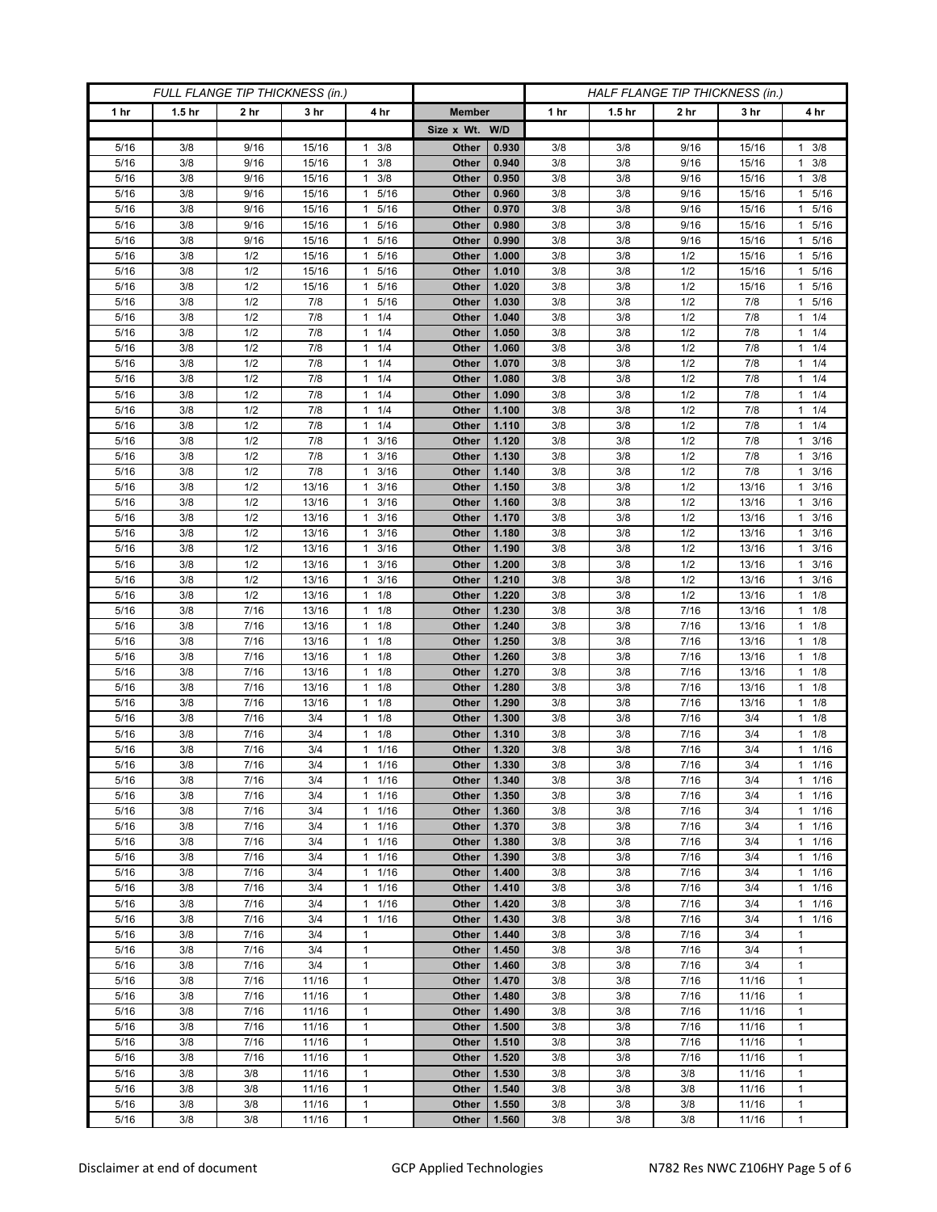| FULL FLANGE TIP THICKNESS (in.) | | | | | | | HALF FLANGE TIP THICKNESS (in.) | | | | |
|---|---|---|---|---|---|---|---|---|---|---|---|
| 1 hr | 1.5 hr | 2 hr | 3 hr | 4 hr | Member | | 1 hr | 1.5 hr | 2 hr | 3 hr | 4 hr |
| | | | | | Size x Wt. | W/D | | | | | |
| 5/16 | 3/8 | 9/16 | 15/16 | 1 3/8 | Other | 0.930 | 3/8 | 3/8 | 9/16 | 15/16 | 1 3/8 |
| 5/16 | 3/8 | 9/16 | 15/16 | 1 3/8 | Other | 0.940 | 3/8 | 3/8 | 9/16 | 15/16 | 1 3/8 |
| 5/16 | 3/8 | 9/16 | 15/16 | 1 3/8 | Other | 0.950 | 3/8 | 3/8 | 9/16 | 15/16 | 1 3/8 |
| 5/16 | 3/8 | 9/16 | 15/16 | 1 5/16 | Other | 0.960 | 3/8 | 3/8 | 9/16 | 15/16 | 1 5/16 |
| 5/16 | 3/8 | 9/16 | 15/16 | 1 5/16 | Other | 0.970 | 3/8 | 3/8 | 9/16 | 15/16 | 1 5/16 |
| 5/16 | 3/8 | 9/16 | 15/16 | 1 5/16 | Other | 0.980 | 3/8 | 3/8 | 9/16 | 15/16 | 1 5/16 |
| 5/16 | 3/8 | 9/16 | 15/16 | 1 5/16 | Other | 0.990 | 3/8 | 3/8 | 9/16 | 15/16 | 1 5/16 |
| 5/16 | 3/8 | 1/2 | 15/16 | 1 5/16 | Other | 1.000 | 3/8 | 3/8 | 1/2 | 15/16 | 1 5/16 |
| 5/16 | 3/8 | 1/2 | 15/16 | 1 5/16 | Other | 1.010 | 3/8 | 3/8 | 1/2 | 15/16 | 1 5/16 |
| 5/16 | 3/8 | 1/2 | 15/16 | 1 5/16 | Other | 1.020 | 3/8 | 3/8 | 1/2 | 15/16 | 1 5/16 |
| 5/16 | 3/8 | 1/2 | 7/8 | 1 5/16 | Other | 1.030 | 3/8 | 3/8 | 1/2 | 7/8 | 1 5/16 |
| 5/16 | 3/8 | 1/2 | 7/8 | 1 1/4 | Other | 1.040 | 3/8 | 3/8 | 1/2 | 7/8 | 1 1/4 |
| 5/16 | 3/8 | 1/2 | 7/8 | 1 1/4 | Other | 1.050 | 3/8 | 3/8 | 1/2 | 7/8 | 1 1/4 |
| 5/16 | 3/8 | 1/2 | 7/8 | 1 1/4 | Other | 1.060 | 3/8 | 3/8 | 1/2 | 7/8 | 1 1/4 |
| 5/16 | 3/8 | 1/2 | 7/8 | 1 1/4 | Other | 1.070 | 3/8 | 3/8 | 1/2 | 7/8 | 1 1/4 |
| 5/16 | 3/8 | 1/2 | 7/8 | 1 1/4 | Other | 1.080 | 3/8 | 3/8 | 1/2 | 7/8 | 1 1/4 |
| 5/16 | 3/8 | 1/2 | 7/8 | 1 1/4 | Other | 1.090 | 3/8 | 3/8 | 1/2 | 7/8 | 1 1/4 |
| 5/16 | 3/8 | 1/2 | 7/8 | 1 1/4 | Other | 1.100 | 3/8 | 3/8 | 1/2 | 7/8 | 1 1/4 |
| 5/16 | 3/8 | 1/2 | 7/8 | 1 1/4 | Other | 1.110 | 3/8 | 3/8 | 1/2 | 7/8 | 1 1/4 |
| 5/16 | 3/8 | 1/2 | 7/8 | 1 3/16 | Other | 1.120 | 3/8 | 3/8 | 1/2 | 7/8 | 1 3/16 |
| 5/16 | 3/8 | 1/2 | 7/8 | 1 3/16 | Other | 1.130 | 3/8 | 3/8 | 1/2 | 7/8 | 1 3/16 |
| 5/16 | 3/8 | 1/2 | 7/8 | 1 3/16 | Other | 1.140 | 3/8 | 3/8 | 1/2 | 7/8 | 1 3/16 |
| 5/16 | 3/8 | 1/2 | 13/16 | 1 3/16 | Other | 1.150 | 3/8 | 3/8 | 1/2 | 13/16 | 1 3/16 |
| 5/16 | 3/8 | 1/2 | 13/16 | 1 3/16 | Other | 1.160 | 3/8 | 3/8 | 1/2 | 13/16 | 1 3/16 |
| 5/16 | 3/8 | 1/2 | 13/16 | 1 3/16 | Other | 1.170 | 3/8 | 3/8 | 1/2 | 13/16 | 1 3/16 |
| 5/16 | 3/8 | 1/2 | 13/16 | 1 3/16 | Other | 1.180 | 3/8 | 3/8 | 1/2 | 13/16 | 1 3/16 |
| 5/16 | 3/8 | 1/2 | 13/16 | 1 3/16 | Other | 1.190 | 3/8 | 3/8 | 1/2 | 13/16 | 1 3/16 |
| 5/16 | 3/8 | 1/2 | 13/16 | 1 3/16 | Other | 1.200 | 3/8 | 3/8 | 1/2 | 13/16 | 1 3/16 |
| 5/16 | 3/8 | 1/2 | 13/16 | 1 3/16 | Other | 1.210 | 3/8 | 3/8 | 1/2 | 13/16 | 1 3/16 |
| 5/16 | 3/8 | 1/2 | 13/16 | 1 1/8 | Other | 1.220 | 3/8 | 3/8 | 1/2 | 13/16 | 1 1/8 |
| 5/16 | 3/8 | 7/16 | 13/16 | 1 1/8 | Other | 1.230 | 3/8 | 3/8 | 7/16 | 13/16 | 1 1/8 |
| 5/16 | 3/8 | 7/16 | 13/16 | 1 1/8 | Other | 1.240 | 3/8 | 3/8 | 7/16 | 13/16 | 1 1/8 |
| 5/16 | 3/8 | 7/16 | 13/16 | 1 1/8 | Other | 1.250 | 3/8 | 3/8 | 7/16 | 13/16 | 1 1/8 |
| 5/16 | 3/8 | 7/16 | 13/16 | 1 1/8 | Other | 1.260 | 3/8 | 3/8 | 7/16 | 13/16 | 1 1/8 |
| 5/16 | 3/8 | 7/16 | 13/16 | 1 1/8 | Other | 1.270 | 3/8 | 3/8 | 7/16 | 13/16 | 1 1/8 |
| 5/16 | 3/8 | 7/16 | 13/16 | 1 1/8 | Other | 1.280 | 3/8 | 3/8 | 7/16 | 13/16 | 1 1/8 |
| 5/16 | 3/8 | 7/16 | 13/16 | 1 1/8 | Other | 1.290 | 3/8 | 3/8 | 7/16 | 13/16 | 1 1/8 |
| 5/16 | 3/8 | 7/16 | 3/4 | 1 1/8 | Other | 1.300 | 3/8 | 3/8 | 7/16 | 3/4 | 1 1/8 |
| 5/16 | 3/8 | 7/16 | 3/4 | 1 1/8 | Other | 1.310 | 3/8 | 3/8 | 7/16 | 3/4 | 1 1/8 |
| 5/16 | 3/8 | 7/16 | 3/4 | 1 1/16 | Other | 1.320 | 3/8 | 3/8 | 7/16 | 3/4 | 1 1/16 |
| 5/16 | 3/8 | 7/16 | 3/4 | 1 1/16 | Other | 1.330 | 3/8 | 3/8 | 7/16 | 3/4 | 1 1/16 |
| 5/16 | 3/8 | 7/16 | 3/4 | 1 1/16 | Other | 1.340 | 3/8 | 3/8 | 7/16 | 3/4 | 1 1/16 |
| 5/16 | 3/8 | 7/16 | 3/4 | 1 1/16 | Other | 1.350 | 3/8 | 3/8 | 7/16 | 3/4 | 1 1/16 |
| 5/16 | 3/8 | 7/16 | 3/4 | 1 1/16 | Other | 1.360 | 3/8 | 3/8 | 7/16 | 3/4 | 1 1/16 |
| 5/16 | 3/8 | 7/16 | 3/4 | 1 1/16 | Other | 1.370 | 3/8 | 3/8 | 7/16 | 3/4 | 1 1/16 |
| 5/16 | 3/8 | 7/16 | 3/4 | 1 1/16 | Other | 1.380 | 3/8 | 3/8 | 7/16 | 3/4 | 1 1/16 |
| 5/16 | 3/8 | 7/16 | 3/4 | 1 1/16 | Other | 1.390 | 3/8 | 3/8 | 7/16 | 3/4 | 1 1/16 |
| 5/16 | 3/8 | 7/16 | 3/4 | 1 1/16 | Other | 1.400 | 3/8 | 3/8 | 7/16 | 3/4 | 1 1/16 |
| 5/16 | 3/8 | 7/16 | 3/4 | 1 1/16 | Other | 1.410 | 3/8 | 3/8 | 7/16 | 3/4 | 1 1/16 |
| 5/16 | 3/8 | 7/16 | 3/4 | 1 1/16 | Other | 1.420 | 3/8 | 3/8 | 7/16 | 3/4 | 1 1/16 |
| 5/16 | 3/8 | 7/16 | 3/4 | 1 1/16 | Other | 1.430 | 3/8 | 3/8 | 7/16 | 3/4 | 1 1/16 |
| 5/16 | 3/8 | 7/16 | 3/4 | 1 | Other | 1.440 | 3/8 | 3/8 | 7/16 | 3/4 | 1 |
| 5/16 | 3/8 | 7/16 | 3/4 | 1 | Other | 1.450 | 3/8 | 3/8 | 7/16 | 3/4 | 1 |
| 5/16 | 3/8 | 7/16 | 3/4 | 1 | Other | 1.460 | 3/8 | 3/8 | 7/16 | 3/4 | 1 |
| 5/16 | 3/8 | 7/16 | 11/16 | 1 | Other | 1.470 | 3/8 | 3/8 | 7/16 | 11/16 | 1 |
| 5/16 | 3/8 | 7/16 | 11/16 | 1 | Other | 1.480 | 3/8 | 3/8 | 7/16 | 11/16 | 1 |
| 5/16 | 3/8 | 7/16 | 11/16 | 1 | Other | 1.490 | 3/8 | 3/8 | 7/16 | 11/16 | 1 |
| 5/16 | 3/8 | 7/16 | 11/16 | 1 | Other | 1.500 | 3/8 | 3/8 | 7/16 | 11/16 | 1 |
| 5/16 | 3/8 | 7/16 | 11/16 | 1 | Other | 1.510 | 3/8 | 3/8 | 7/16 | 11/16 | 1 |
| 5/16 | 3/8 | 7/16 | 11/16 | 1 | Other | 1.520 | 3/8 | 3/8 | 7/16 | 11/16 | 1 |
| 5/16 | 3/8 | 3/8 | 11/16 | 1 | Other | 1.530 | 3/8 | 3/8 | 3/8 | 11/16 | 1 |
| 5/16 | 3/8 | 3/8 | 11/16 | 1 | Other | 1.540 | 3/8 | 3/8 | 3/8 | 11/16 | 1 |
| 5/16 | 3/8 | 3/8 | 11/16 | 1 | Other | 1.550 | 3/8 | 3/8 | 3/8 | 11/16 | 1 |
| 5/16 | 3/8 | 3/8 | 11/16 | 1 | Other | 1.560 | 3/8 | 3/8 | 3/8 | 11/16 | 1 |

Disclaimer at end of document GCP Applied Technologies N782 Res NWC Z106HY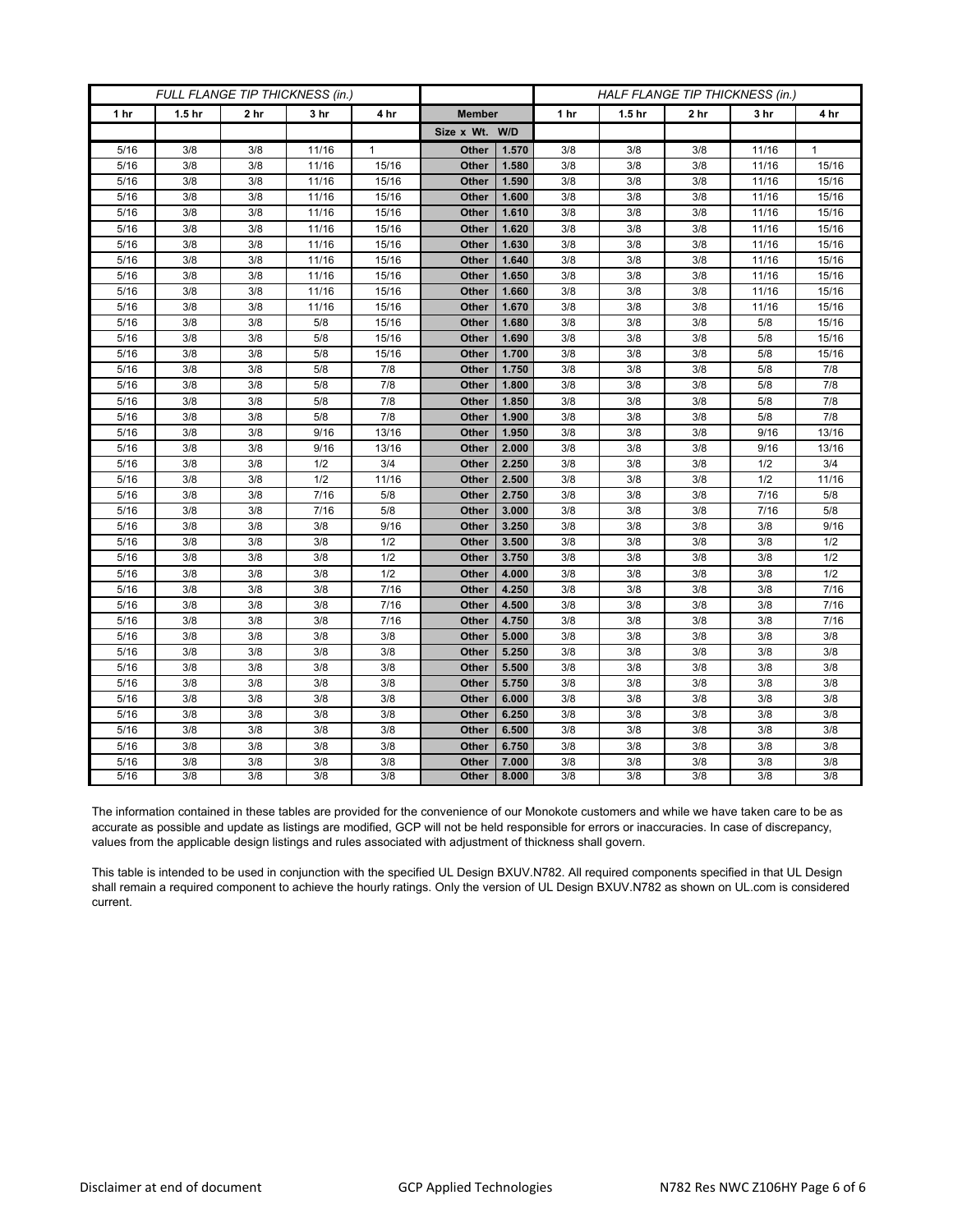| FULL FLANGE TIP THICKNESS (in.) | | | | | | | HALF FLANGE TIP THICKNESS (in.) | | | | |
|---|---|---|---|---|---|---|---|---|---|---|---|
| 1 hr | 1.5 hr | 2 hr | 3 hr | 4 hr | Member | | 1 hr | 1.5 hr | 2 hr | 3 hr | 4 hr |
| | | | | | Size x Wt. | W/D | | | | | |
| 5/16 | 3/8 | 3/8 | 11/16 | 1 | Other | 1.570 | 3/8 | 3/8 | 3/8 | 11/16 | 1 |
| 5/16 | 3/8 | 3/8 | 11/16 | 15/16 | Other | 1.580 | 3/8 | 3/8 | 3/8 | 11/16 | 15/16 |
| 5/16 | 3/8 | 3/8 | 11/16 | 15/16 | Other | 1.590 | 3/8 | 3/8 | 3/8 | 11/16 | 15/16 |
| 5/16 | 3/8 | 3/8 | 11/16 | 15/16 | Other | 1.600 | 3/8 | 3/8 | 3/8 | 11/16 | 15/16 |
| 5/16 | 3/8 | 3/8 | 11/16 | 15/16 | Other | 1.610 | 3/8 | 3/8 | 3/8 | 11/16 | 15/16 |
| 5/16 | 3/8 | 3/8 | 11/16 | 15/16 | Other | 1.620 | 3/8 | 3/8 | 3/8 | 11/16 | 15/16 |
| 5/16 | 3/8 | 3/8 | 11/16 | 15/16 | Other | 1.630 | 3/8 | 3/8 | 3/8 | 11/16 | 15/16 |
| 5/16 | 3/8 | 3/8 | 11/16 | 15/16 | Other | 1.640 | 3/8 | 3/8 | 3/8 | 11/16 | 15/16 |
| 5/16 | 3/8 | 3/8 | 11/16 | 15/16 | Other | 1.650 | 3/8 | 3/8 | 3/8 | 11/16 | 15/16 |
| 5/16 | 3/8 | 3/8 | 11/16 | 15/16 | Other | 1.660 | 3/8 | 3/8 | 3/8 | 11/16 | 15/16 |
| 5/16 | 3/8 | 3/8 | 11/16 | 15/16 | Other | 1.670 | 3/8 | 3/8 | 3/8 | 11/16 | 15/16 |
| 5/16 | 3/8 | 3/8 | 5/8 | 15/16 | Other | 1.680 | 3/8 | 3/8 | 3/8 | 5/8 | 15/16 |
| 5/16 | 3/8 | 3/8 | 5/8 | 15/16 | Other | 1.690 | 3/8 | 3/8 | 3/8 | 5/8 | 15/16 |
| 5/16 | 3/8 | 3/8 | 5/8 | 15/16 | Other | 1.700 | 3/8 | 3/8 | 3/8 | 5/8 | 15/16 |
| 5/16 | 3/8 | 3/8 | 5/8 | 7/8 | Other | 1.750 | 3/8 | 3/8 | 3/8 | 5/8 | 7/8 |
| 5/16 | 3/8 | 3/8 | 5/8 | 7/8 | Other | 1.800 | 3/8 | 3/8 | 3/8 | 5/8 | 7/8 |
| 5/16 | 3/8 | 3/8 | 5/8 | 7/8 | Other | 1.850 | 3/8 | 3/8 | 3/8 | 5/8 | 7/8 |
| 5/16 | 3/8 | 3/8 | 5/8 | 7/8 | Other | 1.900 | 3/8 | 3/8 | 3/8 | 5/8 | 7/8 |
| 5/16 | 3/8 | 3/8 | 9/16 | 13/16 | Other | 1.950 | 3/8 | 3/8 | 3/8 | 9/16 | 13/16 |
| 5/16 | 3/8 | 3/8 | 9/16 | 13/16 | Other | 2.000 | 3/8 | 3/8 | 3/8 | 9/16 | 13/16 |
| 5/16 | 3/8 | 3/8 | 1/2 | 3/4 | Other | 2.250 | 3/8 | 3/8 | 3/8 | 1/2 | 3/4 |
| 5/16 | 3/8 | 3/8 | 1/2 | 11/16 | Other | 2.500 | 3/8 | 3/8 | 3/8 | 1/2 | 11/16 |
| 5/16 | 3/8 | 3/8 | 7/16 | 5/8 | Other | 2.750 | 3/8 | 3/8 | 3/8 | 7/16 | 5/8 |
| 5/16 | 3/8 | 3/8 | 7/16 | 5/8 | Other | 3.000 | 3/8 | 3/8 | 3/8 | 7/16 | 5/8 |
| 5/16 | 3/8 | 3/8 | 3/8 | 9/16 | Other | 3.250 | 3/8 | 3/8 | 3/8 | 3/8 | 9/16 |
| 5/16 | 3/8 | 3/8 | 3/8 | 1/2 | Other | 3.500 | 3/8 | 3/8 | 3/8 | 3/8 | 1/2 |
| 5/16 | 3/8 | 3/8 | 3/8 | 1/2 | Other | 3.750 | 3/8 | 3/8 | 3/8 | 3/8 | 1/2 |
| 5/16 | 3/8 | 3/8 | 3/8 | 1/2 | Other | 4.000 | 3/8 | 3/8 | 3/8 | 3/8 | 1/2 |
| 5/16 | 3/8 | 3/8 | 3/8 | 7/16 | Other | 4.250 | 3/8 | 3/8 | 3/8 | 3/8 | 7/16 |
| 5/16 | 3/8 | 3/8 | 3/8 | 7/16 | Other | 4.500 | 3/8 | 3/8 | 3/8 | 3/8 | 7/16 |
| 5/16 | 3/8 | 3/8 | 3/8 | 7/16 | Other | 4.750 | 3/8 | 3/8 | 3/8 | 3/8 | 7/16 |
| 5/16 | 3/8 | 3/8 | 3/8 | 3/8 | Other | 5.000 | 3/8 | 3/8 | 3/8 | 3/8 | 3/8 |
| 5/16 | 3/8 | 3/8 | 3/8 | 3/8 | Other | 5.250 | 3/8 | 3/8 | 3/8 | 3/8 | 3/8 |
| 5/16 | 3/8 | 3/8 | 3/8 | 3/8 | Other | 5.500 | 3/8 | 3/8 | 3/8 | 3/8 | 3/8 |
| 5/16 | 3/8 | 3/8 | 3/8 | 3/8 | Other | 5.750 | 3/8 | 3/8 | 3/8 | 3/8 | 3/8 |
| 5/16 | 3/8 | 3/8 | 3/8 | 3/8 | Other | 6.000 | 3/8 | 3/8 | 3/8 | 3/8 | 3/8 |
| 5/16 | 3/8 | 3/8 | 3/8 | 3/8 | Other | 6.250 | 3/8 | 3/8 | 3/8 | 3/8 | 3/8 |
| 5/16 | 3/8 | 3/8 | 3/8 | 3/8 | Other | 6.500 | 3/8 | 3/8 | 3/8 | 3/8 | 3/8 |
| 5/16 | 3/8 | 3/8 | 3/8 | 3/8 | Other | 6.750 | 3/8 | 3/8 | 3/8 | 3/8 | 3/8 |
| 5/16 | 3/8 | 3/8 | 3/8 | 3/8 | Other | 7.000 | 3/8 | 3/8 | 3/8 | 3/8 | 3/8 |
| 5/16 | 3/8 | 3/8 | 3/8 | 3/8 | Other | 8.000 | 3/8 | 3/8 | 3/8 | 3/8 | 3/8 |

The information contained in these tables are provided for the convenience of our Monokote customers and while we have taken care to be as accurate as possible and update as listings are modified, GCP will not be held responsible for errors or inaccuracies. In case of discrepancy, values from the applicable design listings and rules associated with adjustment of thickness shall govern.

This table is intended to be used in conjunction with the specified UL Design BXUV.N782. All required components specified in that UL Design shall remain a required component to achieve the hourly ratings. Only the version of UL Design BXUV.N782 as shown on UL.com is considered current.